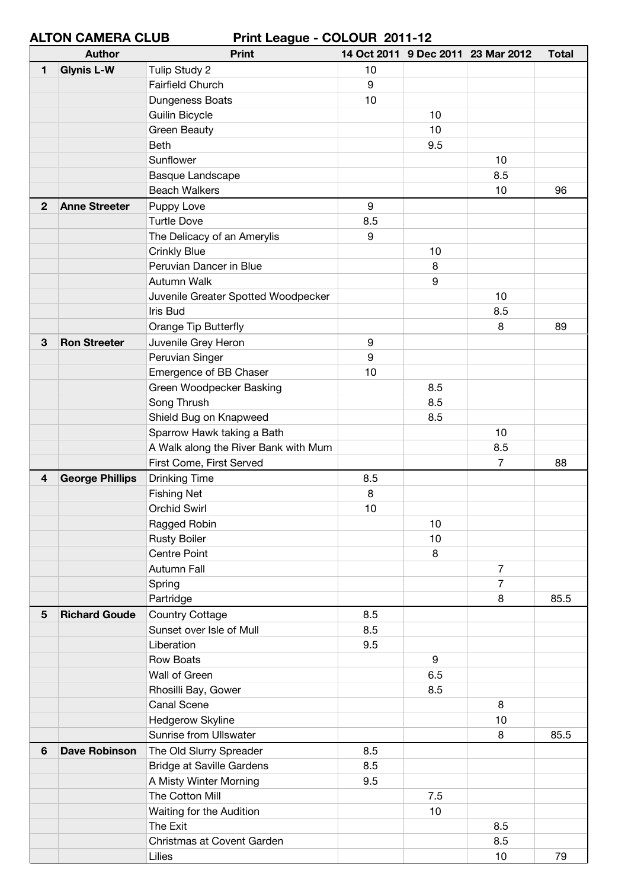**ALTON CAMERA CLUB** **Print League - COLOUR 2011-12**

| | Author | Print | 14 Oct 2011 | 9 Dec 2011 | 23 Mar 2012 | Total |
|---|---|---|---|---|---|---|
| 1 | Glynis L-W | Tulip Study 2 | 10 | | | |
| | | Fairfield Church | 9 | | | |
| | | Dungeness Boats | 10 | | | |
| | | Guilin Bicycle | | 10 | | |
| | | Green Beauty | | 10 | | |
| | | Beth | | 9.5 | | |
| | | Sunflower | | | 10 | |
| | | Basque Landscape | | | 8.5 | |
| | | Beach Walkers | | | 10 | 96 |
| 2 | Anne Streeter | Puppy Love | 9 | | | |
| | | Turtle Dove | 8.5 | | | |
| | | The Delicacy of an Amerylis | 9 | | | |
| | | Crinkly Blue | | 10 | | |
| | | Peruvian Dancer in Blue | | 8 | | |
| | | Autumn Walk | | 9 | | |
| | | Juvenile Greater Spotted Woodpecker | | | 10 | |
| | | Iris Bud | | | 8.5 | |
| | | Orange Tip Butterfly | | | 8 | 89 |
| 3 | Ron Streeter | Juvenile Grey Heron | 9 | | | |
| | | Peruvian Singer | 9 | | | |
| | | Emergence of BB Chaser | 10 | | | |
| | | Green Woodpecker Basking | | 8.5 | | |
| | | Song Thrush | | 8.5 | | |
| | | Shield Bug on Knapweed | | 8.5 | | |
| | | Sparrow Hawk taking a Bath | | | 10 | |
| | | A Walk along the River Bank with Mum | | | 8.5 | |
| | | First Come, First Served | | | 7 | 88 |
| 4 | George Phillips | Drinking Time | 8.5 | | | |
| | | Fishing Net | 8 | | | |
| | | Orchid Swirl | 10 | | | |
| | | Ragged Robin | | 10 | | |
| | | Rusty Boiler | | 10 | | |
| | | Centre Point | | 8 | | |
| | | Autumn Fall | | | 7 | |
| | | Spring | | | 7 | |
| | | Partridge | | | 8 | 85.5 |
| 5 | Richard Goude | Country Cottage | 8.5 | | | |
| | | Sunset over Isle of Mull | 8.5 | | | |
| | | Liberation | 9.5 | | | |
| | | Row Boats | | 9 | | |
| | | Wall of Green | | 6.5 | | |
| | | Rhosilli Bay, Gower | | 8.5 | | |
| | | Canal Scene | | | 8 | |
| | | Hedgerow Skyline | | | 10 | |
| | | Sunrise from Ullswater | | | 8 | 85.5 |
| 6 | Dave Robinson | The Old Slurry Spreader | 8.5 | | | |
| | | Bridge at Saville Gardens | 8.5 | | | |
| | | A Misty Winter Morning | 9.5 | | | |
| | | The Cotton Mill | | 7.5 | | |
| | | Waiting for the Audition | | 10 | | |
| | | The Exit | | | 8.5 | |
| | | Christmas at Covent Garden | | | 8.5 | |
| | | Lilies | | | 10 | 79 |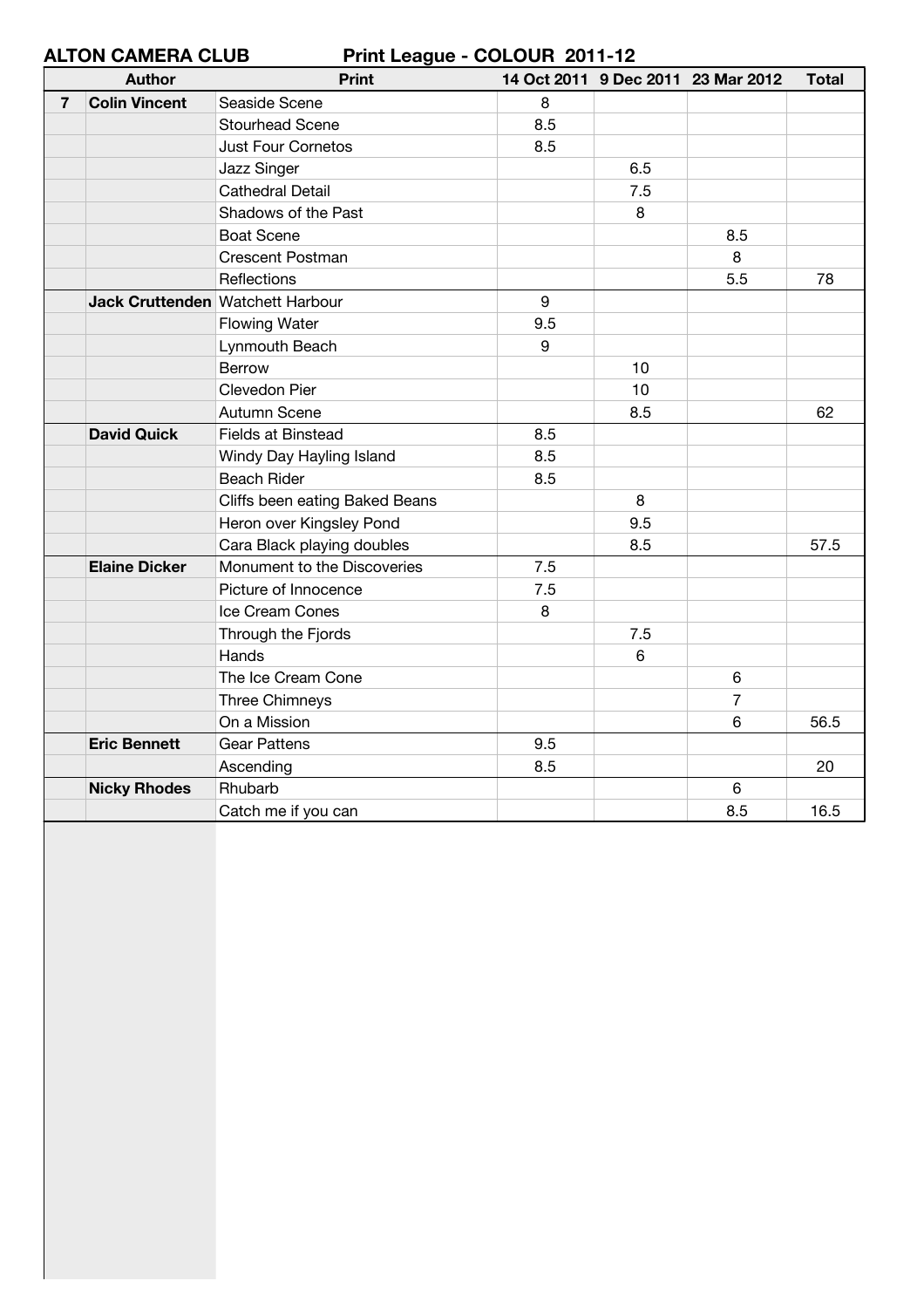**ALTON CAMERA CLUB** **Print League - COLOUR 2011-12**

| | Author | Print | 14 Oct 2011 | 9 Dec 2011 | 23 Mar 2012 | Total |
|---|---|---|---|---|---|---|
| 7 | **Colin Vincent** | Seaside Scene | 8 | | | |
| | | Stourhead Scene | 8.5 | | | |
| | | Just Four Cornetos | 8.5 | | | |
| | | Jazz Singer | | 6.5 | | |
| | | Cathedral Detail | | 7.5 | | |
| | | Shadows of the Past | | 8 | | |
| | | Boat Scene | | | 8.5 | |
| | | Crescent Postman | | | 8 | |
| | | Reflections | | | 5.5 | 78 |
| | **Jack Cruttenden** | Watchett Harbour | 9 | | | |
| | | Flowing Water | 9.5 | | | |
| | | Lynmouth Beach | 9 | | | |
| | | Berrow | | 10 | | |
| | | Clevedon Pier | | 10 | | |
| | | Autumn Scene | | 8.5 | | 62 |
| | **David Quick** | Fields at Binstead | 8.5 | | | |
| | | Windy Day Hayling Island | 8.5 | | | |
| | | Beach Rider | 8.5 | | | |
| | | Cliffs been eating Baked Beans | | 8 | | |
| | | Heron over Kingsley Pond | | 9.5 | | |
| | | Cara Black playing doubles | | 8.5 | | 57.5 |
| | **Elaine Dicker** | Monument to the Discoveries | 7.5 | | | |
| | | Picture of Innocence | 7.5 | | | |
| | | Ice Cream Cones | 8 | | | |
| | | Through the Fjords | | 7.5 | | |
| | | Hands | | 6 | | |
| | | The Ice Cream Cone | | | 6 | |
| | | Three Chimneys | | | 7 | |
| | | On a Mission | | | 6 | 56.5 |
| | **Eric Bennett** | Gear Pattens | 9.5 | | | |
| | | Ascending | 8.5 | | | 20 |
| | **Nicky Rhodes** | Rhubarb | | | 6 | |
| | | Catch me if you can | | | 8.5 | 16.5 |